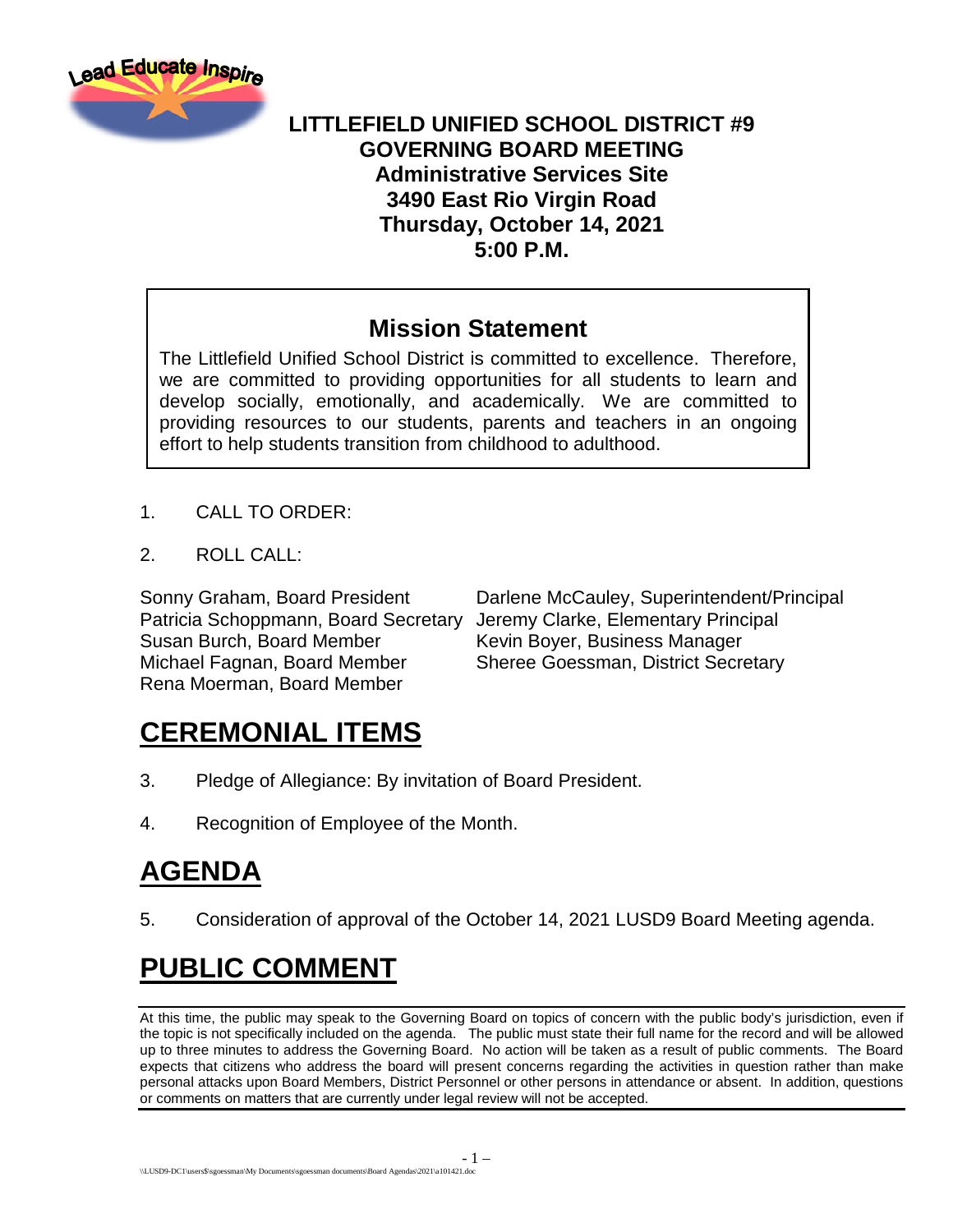# LITTLEFIELD UNIFIED SCHOOL DISTRICT #9
## GOVERNING BOARD MEETING
**Administrative Services Site**
**3490 East Rio Virgin Road**
**Thursday, October 14, 2021**
**5:00 P.M.**

## Mission Statement

The Littlefield Unified School District is committed to excellence. Therefore, we are committed to providing opportunities for all students to learn and develop socially, emotionally, and academically. We are committed to providing resources to our students, parents and teachers in an ongoing effort to help students transition from childhood to adulthood.

1. CALL TO ORDER:

2. ROLL CALL:

Sonny Graham, Board President
Patricia Schoppmann, Board Secretary
Susan Burch, Board Member
Michael Fagnan, Board Member
Rena Moerman, Board Member

Darlene McCauley, Superintendent/Principal
Jeremy Clarke, Elementary Principal
Kevin Boyer, Business Manager
Sheree Goessman, District Secretary

# CEREMONIAL ITEMS

3. Pledge of Allegiance: By invitation of Board President.

4. Recognition of Employee of the Month.

# AGENDA

5. Consideration of approval of the October 14, 2021 LUSD9 Board Meeting agenda.

# PUBLIC COMMENT

At this time, the public may speak to the Governing Board on topics of concern with the public body's jurisdiction, even if the topic is not specifically included on the agenda. The public must state their full name for the record and will be allowed up to three minutes to address the Governing Board. No action will be taken as a result of public comments. The Board expects that citizens who address the board will present concerns regarding the activities in question rather than make personal attacks upon Board Members, District Personnel or other persons in attendance or absent. In addition, questions or comments on matters that are currently under legal review will not be accepted.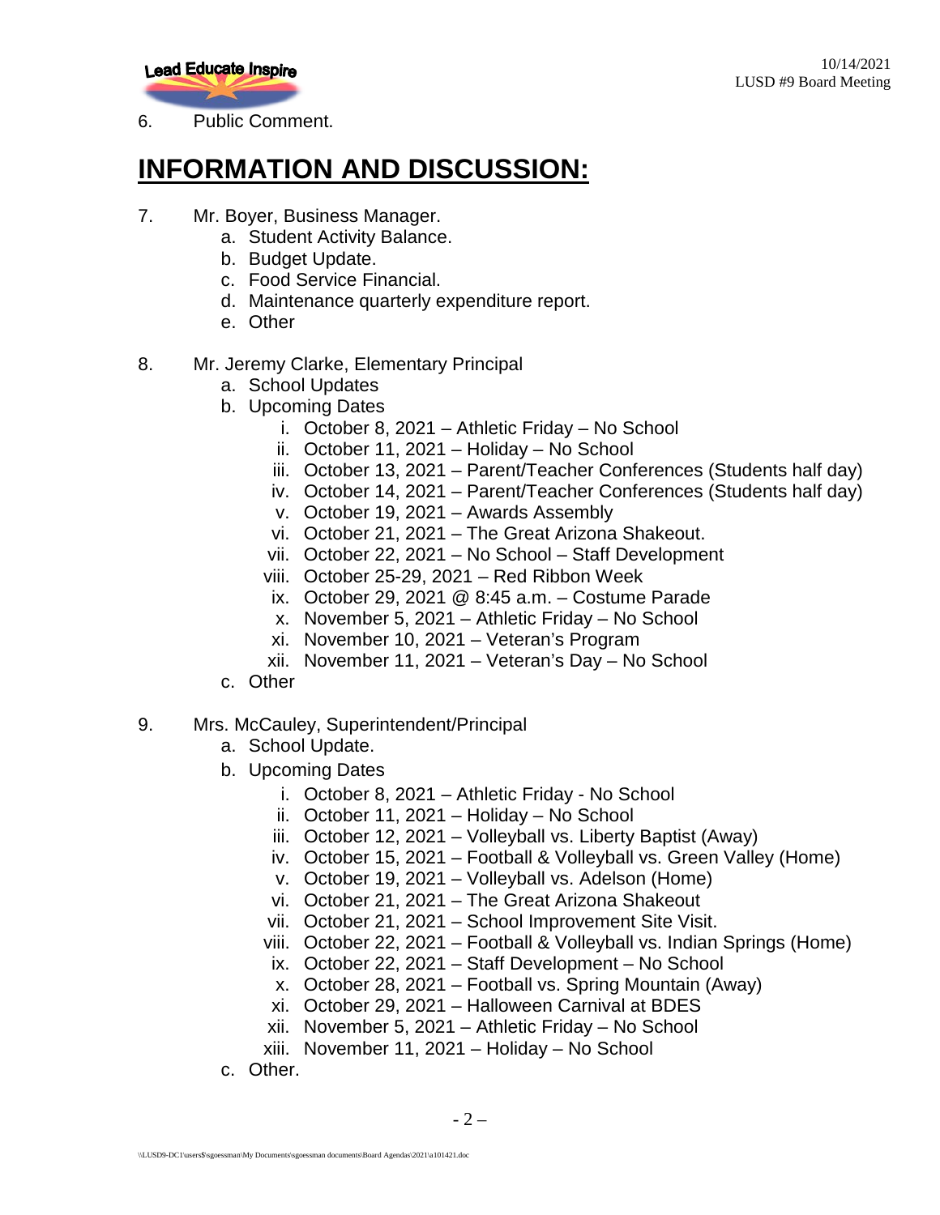6. Public Comment.

# INFORMATION AND DISCUSSION:

7. Mr. Boyer, Business Manager.
    a. Student Activity Balance.
    b. Budget Update.
    c. Food Service Financial.
    d. Maintenance quarterly expenditure report.
    e. Other

8. Mr. Jeremy Clarke, Elementary Principal
    a. School Updates
    b. Upcoming Dates
        i. October 8, 2021 – Athletic Friday – No School
        ii. October 11, 2021 – Holiday – No School
        iii. October 13, 2021 – Parent/Teacher Conferences (Students half day)
        iv. October 14, 2021 – Parent/Teacher Conferences (Students half day)
        v. October 19, 2021 – Awards Assembly
        vi. October 21, 2021 – The Great Arizona Shakeout.
        vii. October 22, 2021 – No School – Staff Development
        viii. October 25-29, 2021 – Red Ribbon Week
        ix. October 29, 2021 @ 8:45 a.m. – Costume Parade
        x. November 5, 2021 – Athletic Friday – No School
        xi. November 10, 2021 – Veteran's Program
        xii. November 11, 2021 – Veteran's Day – No School
    c. Other

9. Mrs. McCauley, Superintendent/Principal
    a. School Update.
    b. Upcoming Dates
        i. October 8, 2021 – Athletic Friday - No School
        ii. October 11, 2021 – Holiday – No School
        iii. October 12, 2021 – Volleyball vs. Liberty Baptist (Away)
        iv. October 15, 2021 – Football & Volleyball vs. Green Valley (Home)
        v. October 19, 2021 – Volleyball vs. Adelson (Home)
        vi. October 21, 2021 – The Great Arizona Shakeout
        vii. October 21, 2021 – School Improvement Site Visit.
        viii. October 22, 2021 – Football & Volleyball vs. Indian Springs (Home)
        ix. October 22, 2021 – Staff Development – No School
        x. October 28, 2021 – Football vs. Spring Mountain (Away)
        xi. October 29, 2021 – Halloween Carnival at BDES
        xii. November 5, 2021 – Athletic Friday – No School
        xiii. November 11, 2021 – Holiday – No School
    c. Other.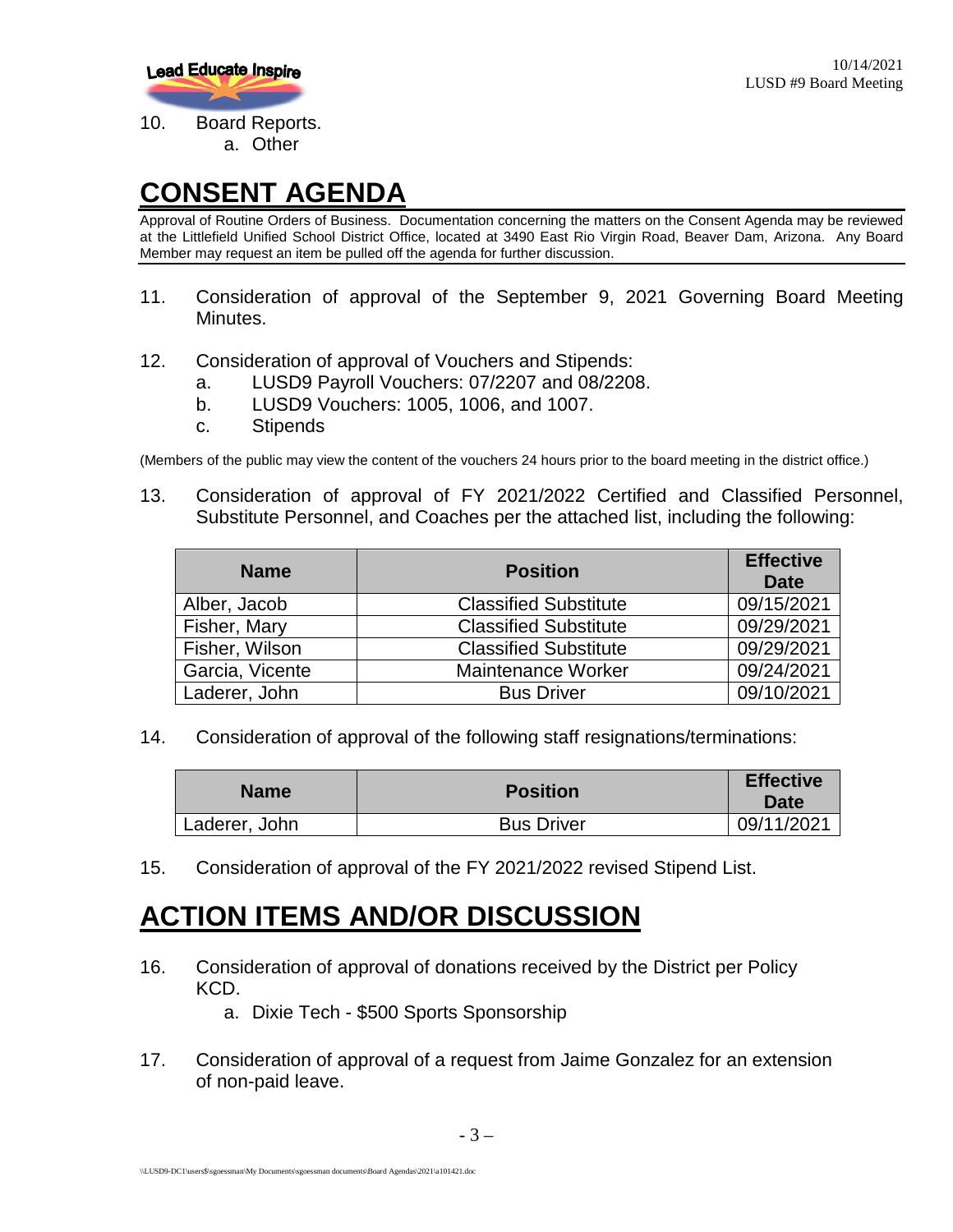10. Board Reports.
    a. Other

# CONSENT AGENDA

Approval of Routine Orders of Business. Documentation concerning the matters on the Consent Agenda may be reviewed at the Littlefield Unified School District Office, located at 3490 East Rio Virgin Road, Beaver Dam, Arizona. Any Board Member may request an item be pulled off the agenda for further discussion.

11. Consideration of approval of the September 9, 2021 Governing Board Meeting Minutes.

12. Consideration of approval of Vouchers and Stipends:
    a. LUSD9 Payroll Vouchers: 07/2207 and 08/2208.
    b. LUSD9 Vouchers: 1005, 1006, and 1007.
    c. Stipends

(Members of the public may view the content of the vouchers 24 hours prior to the board meeting in the district office.)

13. Consideration of approval of FY 2021/2022 Certified and Classified Personnel, Substitute Personnel, and Coaches per the attached list, including the following:

| Name | Position | Effective Date |
|---|---|---|
| Alber, Jacob | Classified Substitute | 09/15/2021 |
| Fisher, Mary | Classified Substitute | 09/29/2021 |
| Fisher, Wilson | Classified Substitute | 09/29/2021 |
| Garcia, Vicente | Maintenance Worker | 09/24/2021 |
| Laderer, John | Bus Driver | 09/10/2021 |

14. Consideration of approval of the following staff resignations/terminations:

| Name | Position | Effective Date |
|---|---|---|
| Laderer, John | Bus Driver | 09/11/2021 |

15. Consideration of approval of the FY 2021/2022 revised Stipend List.

# ACTION ITEMS AND/OR DISCUSSION

16. Consideration of approval of donations received by the District per Policy KCD.
    a. Dixie Tech - $500 Sports Sponsorship

17. Consideration of approval of a request from Jaime Gonzalez for an extension of non-paid leave.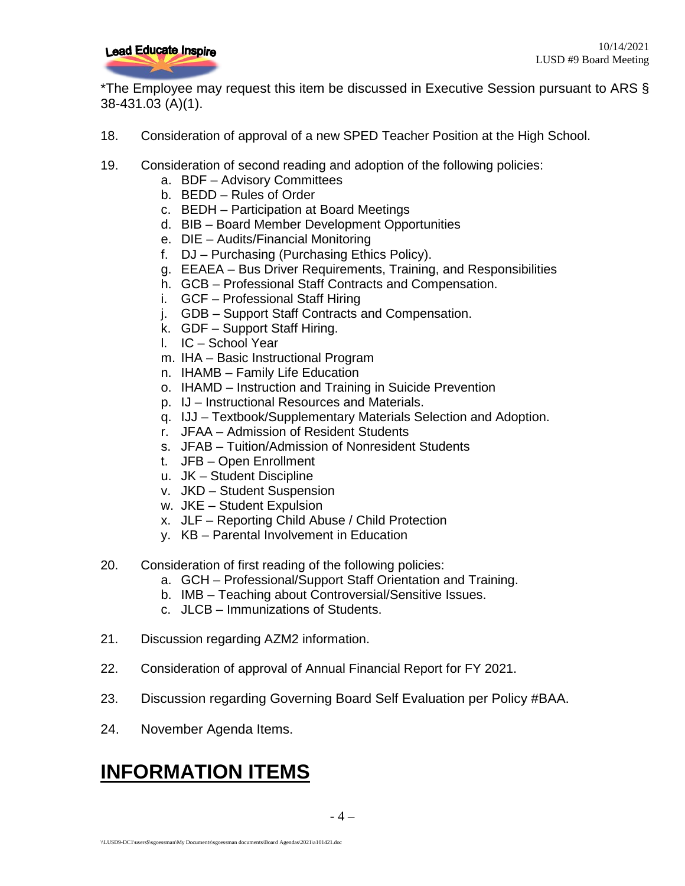*The Employee may request this item be discussed in Executive Session pursuant to ARS § 38-431.03 (A)(1).

18. Consideration of approval of a new SPED Teacher Position at the High School.

19. Consideration of second reading and adoption of the following policies:
    a. BDF – Advisory Committees
    b. BEDD – Rules of Order
    c. BEDH – Participation at Board Meetings
    d. BIB – Board Member Development Opportunities
    e. DIE – Audits/Financial Monitoring
    f. DJ – Purchasing (Purchasing Ethics Policy).
    g. EEAEA – Bus Driver Requirements, Training, and Responsibilities
    h. GCB – Professional Staff Contracts and Compensation.
    i. GCF – Professional Staff Hiring
    j. GDB – Support Staff Contracts and Compensation.
    k. GDF – Support Staff Hiring.
    l. IC – School Year
    m. IHA – Basic Instructional Program
    n. IHAMB – Family Life Education
    o. IHAMD – Instruction and Training in Suicide Prevention
    p. IJ – Instructional Resources and Materials.
    q. IJJ – Textbook/Supplementary Materials Selection and Adoption.
    r. JFAA – Admission of Resident Students
    s. JFAB – Tuition/Admission of Nonresident Students
    t. JFB – Open Enrollment
    u. JK – Student Discipline
    v. JKD – Student Suspension
    w. JKE – Student Expulsion
    x. JLF – Reporting Child Abuse / Child Protection
    y. KB – Parental Involvement in Education

20. Consideration of first reading of the following policies:
    a. GCH – Professional/Support Staff Orientation and Training.
    b. IMB – Teaching about Controversial/Sensitive Issues.
    c. JLCB – Immunizations of Students.

21. Discussion regarding AZM2 information.

22. Consideration of approval of Annual Financial Report for FY 2021.

23. Discussion regarding Governing Board Self Evaluation per Policy #BAA.

24. November Agenda Items.

# INFORMATION ITEMS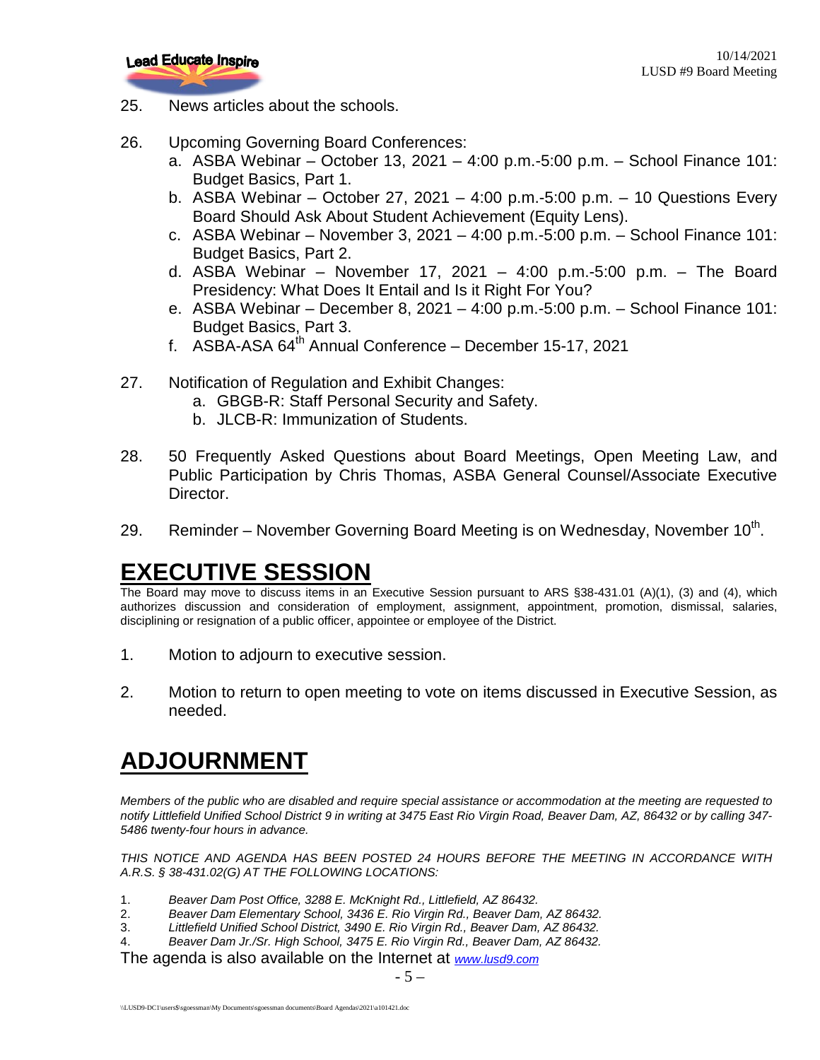25. News articles about the schools.

26. Upcoming Governing Board Conferences:
    a. ASBA Webinar – October 13, 2021 – 4:00 p.m.-5:00 p.m. – School Finance 101: Budget Basics, Part 1.
    b. ASBA Webinar – October 27, 2021 – 4:00 p.m.-5:00 p.m. – 10 Questions Every Board Should Ask About Student Achievement (Equity Lens).
    c. ASBA Webinar – November 3, 2021 – 4:00 p.m.-5:00 p.m. – School Finance 101: Budget Basics, Part 2.
    d. ASBA Webinar – November 17, 2021 – 4:00 p.m.-5:00 p.m. – The Board Presidency: What Does It Entail and Is it Right For You?
    e. ASBA Webinar – December 8, 2021 – 4:00 p.m.-5:00 p.m. – School Finance 101: Budget Basics, Part 3.
    f. ASBA-ASA 64th Annual Conference – December 15-17, 2021

27. Notification of Regulation and Exhibit Changes:
    a. GBGB-R: Staff Personal Security and Safety.
    b. JLCB-R: Immunization of Students.

28. 50 Frequently Asked Questions about Board Meetings, Open Meeting Law, and Public Participation by Chris Thomas, ASBA General Counsel/Associate Executive Director.

29. Reminder – November Governing Board Meeting is on Wednesday, November 10th.

# EXECUTIVE SESSION

The Board may move to discuss items in an Executive Session pursuant to ARS §38-431.01 (A)(1), (3) and (4), which authorizes discussion and consideration of employment, assignment, appointment, promotion, dismissal, salaries, disciplining or resignation of a public officer, appointee or employee of the District.

1. Motion to adjourn to executive session.

2. Motion to return to open meeting to vote on items discussed in Executive Session, as needed.

# ADJOURNMENT

*Members of the public who are disabled and require special assistance or accommodation at the meeting are requested to notify Littlefield Unified School District 9 in writing at 3475 East Rio Virgin Road, Beaver Dam, AZ, 86432 or by calling 347-5486 twenty-four hours in advance.*

*THIS NOTICE AND AGENDA HAS BEEN POSTED 24 HOURS BEFORE THE MEETING IN ACCORDANCE WITH A.R.S. § 38-431.02(G) AT THE FOLLOWING LOCATIONS:*

1. *Beaver Dam Post Office, 3288 E. McKnight Rd., Littlefield, AZ 86432.*
2. *Beaver Dam Elementary School, 3436 E. Rio Virgin Rd., Beaver Dam, AZ 86432.*
3. *Littlefield Unified School District, 3490 E. Rio Virgin Rd., Beaver Dam, AZ 86432.*
4. *Beaver Dam Jr./Sr. High School, 3475 E. Rio Virgin Rd., Beaver Dam, AZ 86432.*

The agenda is also available on the Internet at *www.lusd9.com*